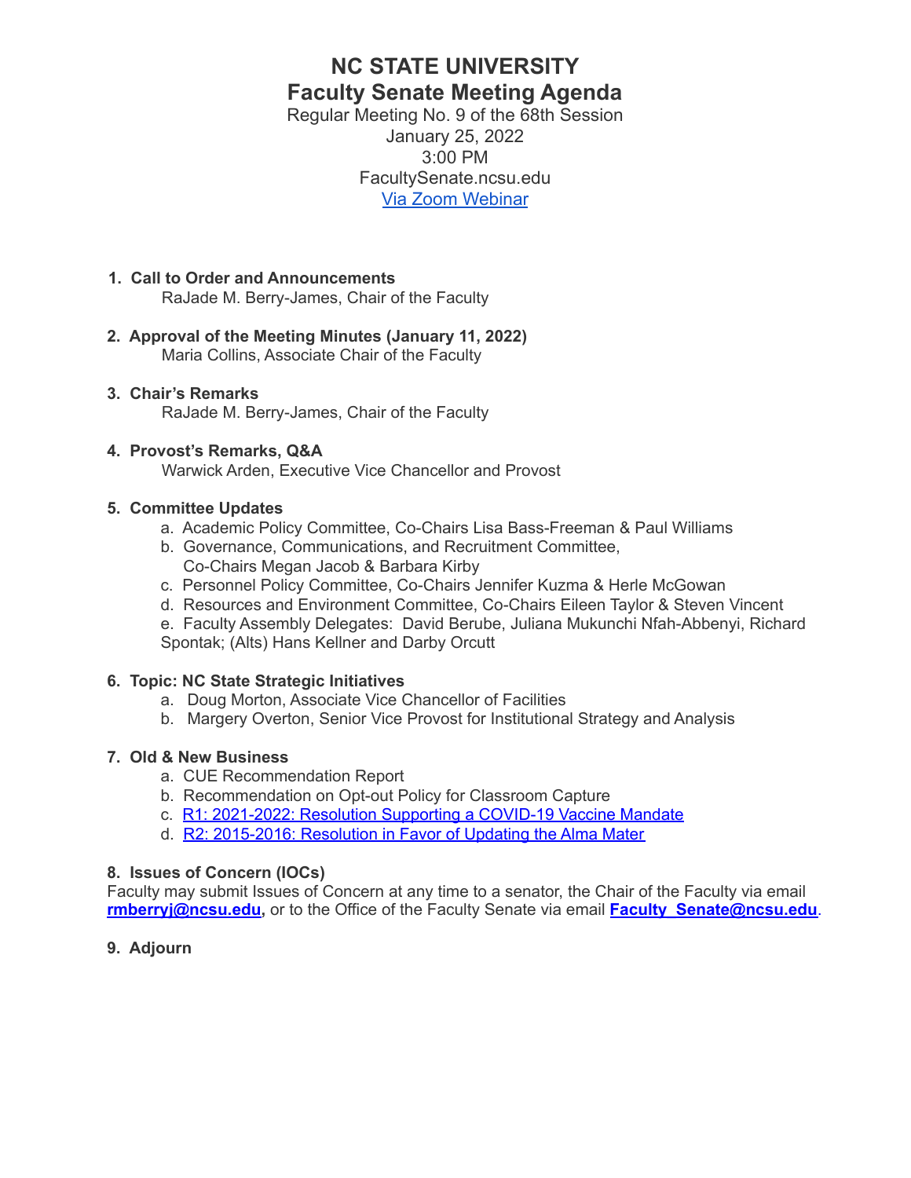# NC STATE UNIVERSITY
# Faculty Senate Meeting Agenda

Regular Meeting No. 9 of the 68th Session
January 25, 2022
3:00 PM
FacultySenate.ncsu.edu
[Via Zoom Webinar]

1. **Call to Order and Announcements**
   RaJade M. Berry-James, Chair of the Faculty

2. **Approval of the Meeting Minutes (January 11, 2022)**
   Maria Collins, Associate Chair of the Faculty

3. **Chair's Remarks**
   RaJade M. Berry-James, Chair of the Faculty

4. **Provost's Remarks, Q&A**
   Warwick Arden, Executive Vice Chancellor and Provost

5. **Committee Updates**
   a. Academic Policy Committee, Co-Chairs Lisa Bass-Freeman & Paul Williams
   b. Governance, Communications, and Recruitment Committee, Co-Chairs Megan Jacob & Barbara Kirby
   c. Personnel Policy Committee, Co-Chairs Jennifer Kuzma & Herle McGowan
   d. Resources and Environment Committee, Co-Chairs Eileen Taylor & Steven Vincent
   e. Faculty Assembly Delegates: David Berube, Juliana Mukunchi Nfah-Abbenyi, Richard Spontak; (Alts) Hans Kellner and Darby Orcutt

6. **Topic: NC State Strategic Initiatives**
   a. Doug Morton, Associate Vice Chancellor of Facilities
   b. Margery Overton, Senior Vice Provost for Institutional Strategy and Analysis

7. **Old & New Business**
   a. CUE Recommendation Report
   b. Recommendation on Opt-out Policy for Classroom Capture
   c. R1: 2021-2022: Resolution Supporting a COVID-19 Vaccine Mandate
   d. R2: 2015-2016: Resolution in Favor of Updating the Alma Mater

8. **Issues of Concern (IOCs)**

Faculty may submit Issues of Concern at any time to a senator, the Chair of the Faculty via email **rmberryj@ncsu.edu,** or to the Office of the Faculty Senate via email **Faculty_Senate@ncsu.edu**.

9. **Adjourn**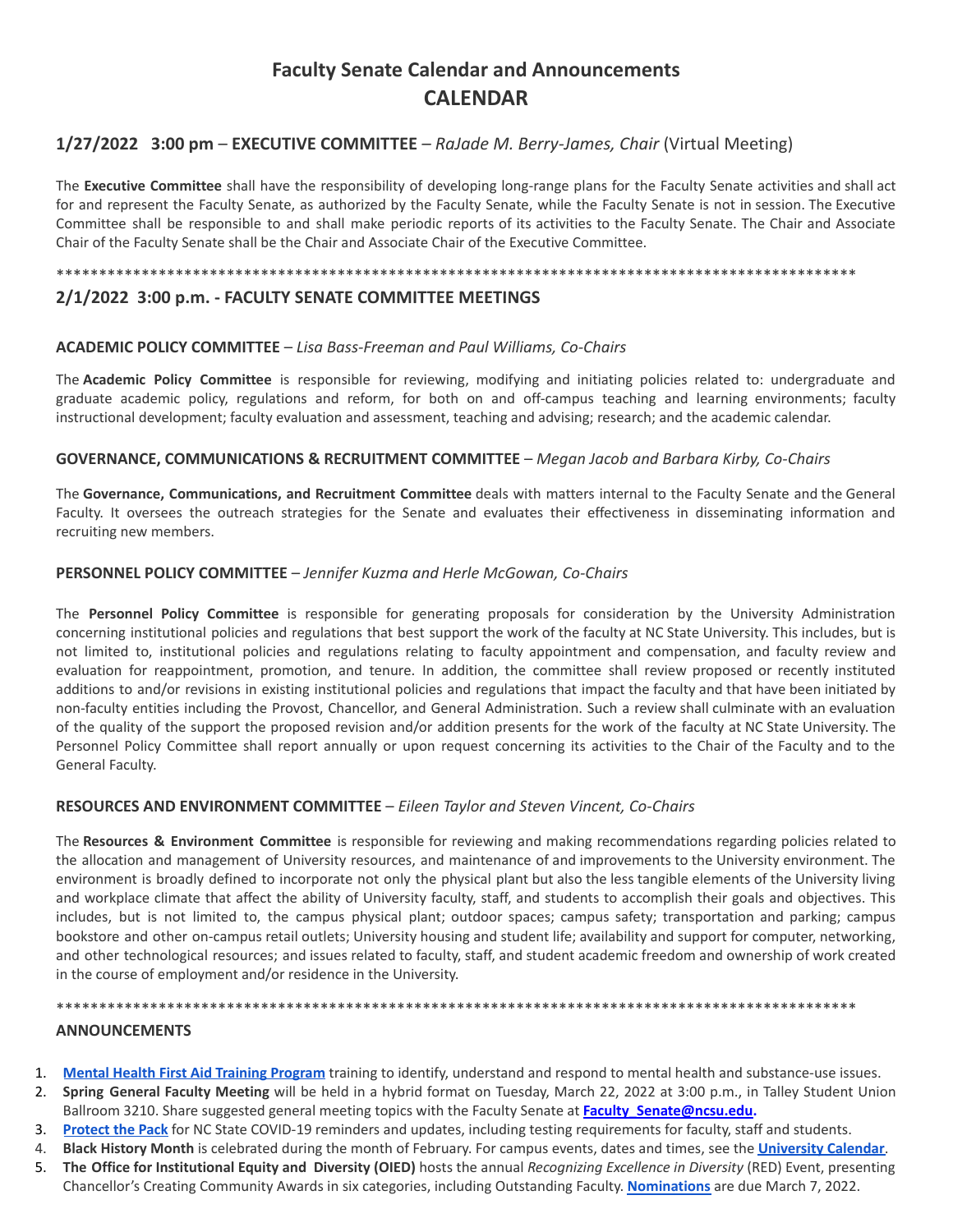# Faculty Senate Calendar and Announcements
# CALENDAR

## 1/27/2022 3:00 pm – EXECUTIVE COMMITTEE – *RaJade M. Berry-James, Chair* (Virtual Meeting)

The **Executive Committee** shall have the responsibility of developing long-range plans for the Faculty Senate activities and shall act for and represent the Faculty Senate, as authorized by the Faculty Senate, while the Faculty Senate is not in session. The Executive Committee shall be responsible to and shall make periodic reports of its activities to the Faculty Senate. The Chair and Associate Chair of the Faculty Senate shall be the Chair and Associate Chair of the Executive Committee.

**************************************************************************************************

## 2/1/2022 3:00 p.m. - FACULTY SENATE COMMITTEE MEETINGS

**ACADEMIC POLICY COMMITTEE** – *Lisa Bass-Freeman and Paul Williams, Co-Chairs*

The **Academic Policy Committee** is responsible for reviewing, modifying and initiating policies related to: undergraduate and graduate academic policy, regulations and reform, for both on and off-campus teaching and learning environments; faculty instructional development; faculty evaluation and assessment, teaching and advising; research; and the academic calendar.

**GOVERNANCE, COMMUNICATIONS & RECRUITMENT COMMITTEE** – *Megan Jacob and Barbara Kirby, Co-Chairs*

The **Governance, Communications, and Recruitment Committee** deals with matters internal to the Faculty Senate and the General Faculty. It oversees the outreach strategies for the Senate and evaluates their effectiveness in disseminating information and recruiting new members.

**PERSONNEL POLICY COMMITTEE** – *Jennifer Kuzma and Herle McGowan, Co-Chairs*

The **Personnel Policy Committee** is responsible for generating proposals for consideration by the University Administration concerning institutional policies and regulations that best support the work of the faculty at NC State University. This includes, but is not limited to, institutional policies and regulations relating to faculty appointment and compensation, and faculty review and evaluation for reappointment, promotion, and tenure. In addition, the committee shall review proposed or recently instituted additions to and/or revisions in existing institutional policies and regulations that impact the faculty and that have been initiated by non-faculty entities including the Provost, Chancellor, and General Administration. Such a review shall culminate with an evaluation of the quality of the support the proposed revision and/or addition presents for the work of the faculty at NC State University. The Personnel Policy Committee shall report annually or upon request concerning its activities to the Chair of the Faculty and to the General Faculty.

**RESOURCES AND ENVIRONMENT COMMITTEE** – *Eileen Taylor and Steven Vincent, Co-Chairs*

The **Resources & Environment Committee** is responsible for reviewing and making recommendations regarding policies related to the allocation and management of University resources, and maintenance of and improvements to the University environment. The environment is broadly defined to incorporate not only the physical plant but also the less tangible elements of the University living and workplace climate that affect the ability of University faculty, staff, and students to accomplish their goals and objectives. This includes, but is not limited to, the campus physical plant; outdoor spaces; campus safety; transportation and parking; campus bookstore and other on-campus retail outlets; University housing and student life; availability and support for computer, networking, and other technological resources; and issues related to faculty, staff, and student academic freedom and ownership of work created in the course of employment and/or residence in the University.

**************************************************************************************************

**ANNOUNCEMENTS**

1. **Mental Health First Aid Training Program** training to identify, understand and respond to mental health and substance-use issues.
2. **Spring General Faculty Meeting** will be held in a hybrid format on Tuesday, March 22, 2022 at 3:00 p.m., in Talley Student Union Ballroom 3210. Share suggested general meeting topics with the Faculty Senate at **Faculty_Senate@ncsu.edu.**
3. **Protect the Pack** for NC State COVID-19 reminders and updates, including testing requirements for faculty, staff and students.
4. **Black History Month** is celebrated during the month of February. For campus events, dates and times, see the **University Calendar**.
5. **The Office for Institutional Equity and Diversity (OIED)** hosts the annual *Recognizing Excellence in Diversity* (RED) Event, presenting Chancellor's Creating Community Awards in six categories, including Outstanding Faculty. **Nominations** are due March 7, 2022.